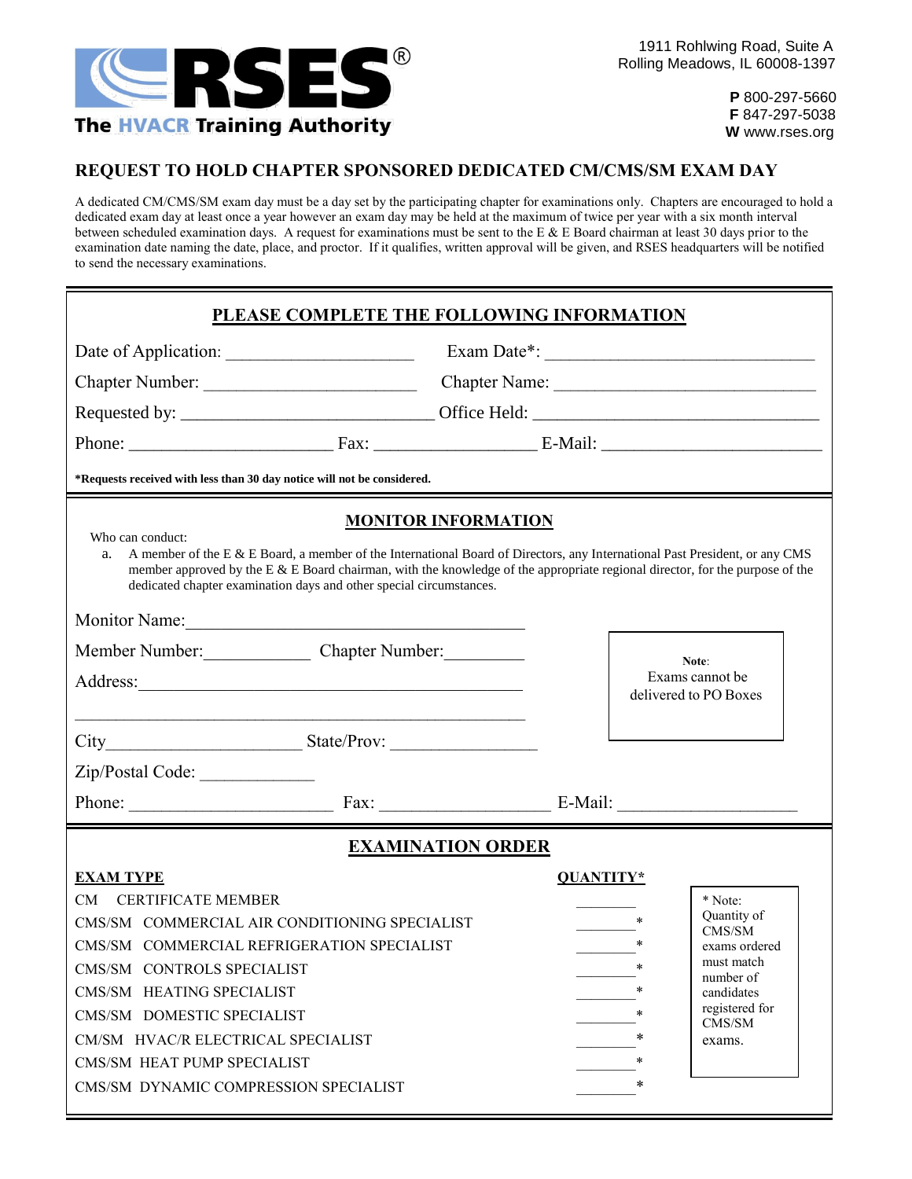RSES®
The HVACR Training Authority

1911 Rohlwing Road, Suite A
Rolling Meadows, IL 60008-1397

**P** 800-297-5660
**F** 847-297-5038
**W** www.rses.org

# REQUEST TO HOLD CHAPTER SPONSORED DEDICATED CM/CMS/SM EXAM DAY

A dedicated CM/CMS/SM exam day must be a day set by the participating chapter for examinations only. Chapters are encouraged to hold a dedicated exam day at least once a year however an exam day may be held at the maximum of twice per year with a six month interval between scheduled examination days. A request for examinations must be sent to the E & E Board chairman at least 30 days prior to the examination date naming the date, place, and proctor. If it qualifies, written approval will be given, and RSES headquarters will be notified to send the necessary examinations.

## PLEASE COMPLETE THE FOLLOWING INFORMATION

Date of Application: ____________________ Exam Date*: ______________________________

Chapter Number: ______________________ Chapter Name: ____________________________

Requested by: ___________________________ Office Held: ______________________________

Phone: ______________________ Fax: _________________ E-Mail: ______________________

**\*Requests received with less than 30 day notice will not be considered.**

## MONITOR INFORMATION

Who can conduct:

a. A member of the E & E Board, a member of the International Board of Directors, any International Past President, or any CMS member approved by the E & E Board chairman, with the knowledge of the appropriate regional director, for the purpose of the dedicated chapter examination days and other special circumstances.

Monitor Name: ________________________________________

Member Number: ____________ Chapter Number: _________

Address: ____________________________________________

____________________________________________________

City _____________________ State/Prov: _______________

Zip/Postal Code: _____________

Phone: ______________________ Fax: __________________ E-Mail: ___________________

> **Note:**
> Exams cannot be delivered to PO Boxes

## EXAMINATION ORDER

| EXAM TYPE | QUANTITY* |
|---|---|
| CM CERTIFICATE MEMBER | ________ |
| CMS/SM COMMERCIAL AIR CONDITIONING SPECIALIST | ________ * |
| CMS/SM COMMERCIAL REFRIGERATION SPECIALIST | ________ * |
| CMS/SM CONTROLS SPECIALIST | ________ * |
| CMS/SM HEATING SPECIALIST | ________ * |
| CMS/SM DOMESTIC SPECIALIST | ________ * |
| CM/SM HVAC/R ELECTRICAL SPECIALIST | ________ * |
| CMS/SM HEAT PUMP SPECIALIST | ________ * |
| CMS/SM DYNAMIC COMPRESSION SPECIALIST | ________ * |

> * Note: Quantity of CMS/SM exams ordered must match number of candidates registered for CMS/SM exams.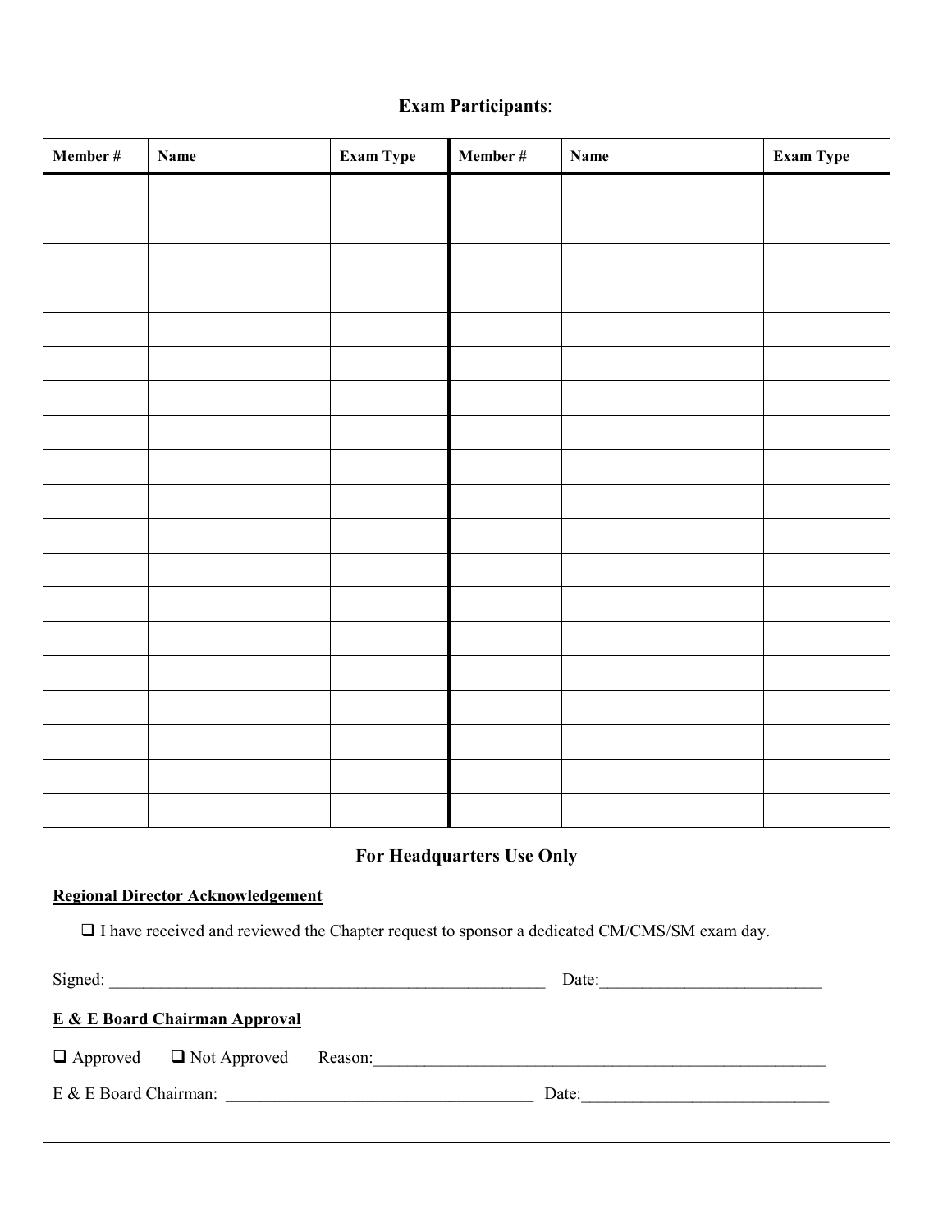**Exam Participants**:

| Member # | Name | Exam Type | Member # | Name | Exam Type |
|---|---|---|---|---|---|
| | | | | | |
| | | | | | |
| | | | | | |
| | | | | | |
| | | | | | |
| | | | | | |
| | | | | | |
| | | | | | |
| | | | | | |
| | | | | | |
| | | | | | |
| | | | | | |
| | | | | | |
| | | | | | |
| | | | | | |
| | | | | | |
| | | | | | |
| | | | | | |
| | | | | | |

## For Headquarters Use Only

**Regional Director Acknowledgement**

- ❑ I have received and reviewed the Chapter request to sponsor a dedicated CM/CMS/SM exam day.

Signed: ______________________________________________ Date:________________________

**E & E Board Chairman Approval**

❑ Approved ❑ Not Approved Reason:______________________________________________________

E & E Board Chairman: ___________________________________ Date:____________________________